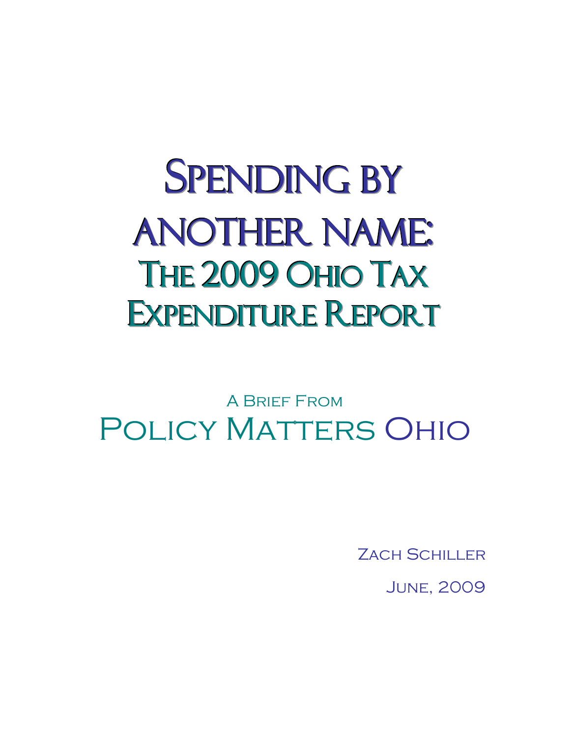# Spending by another name: The 2009 Ohio Tax Expenditure Report

A Brief From

## Policy Matters Ohio

Zach Schiller

June, 2009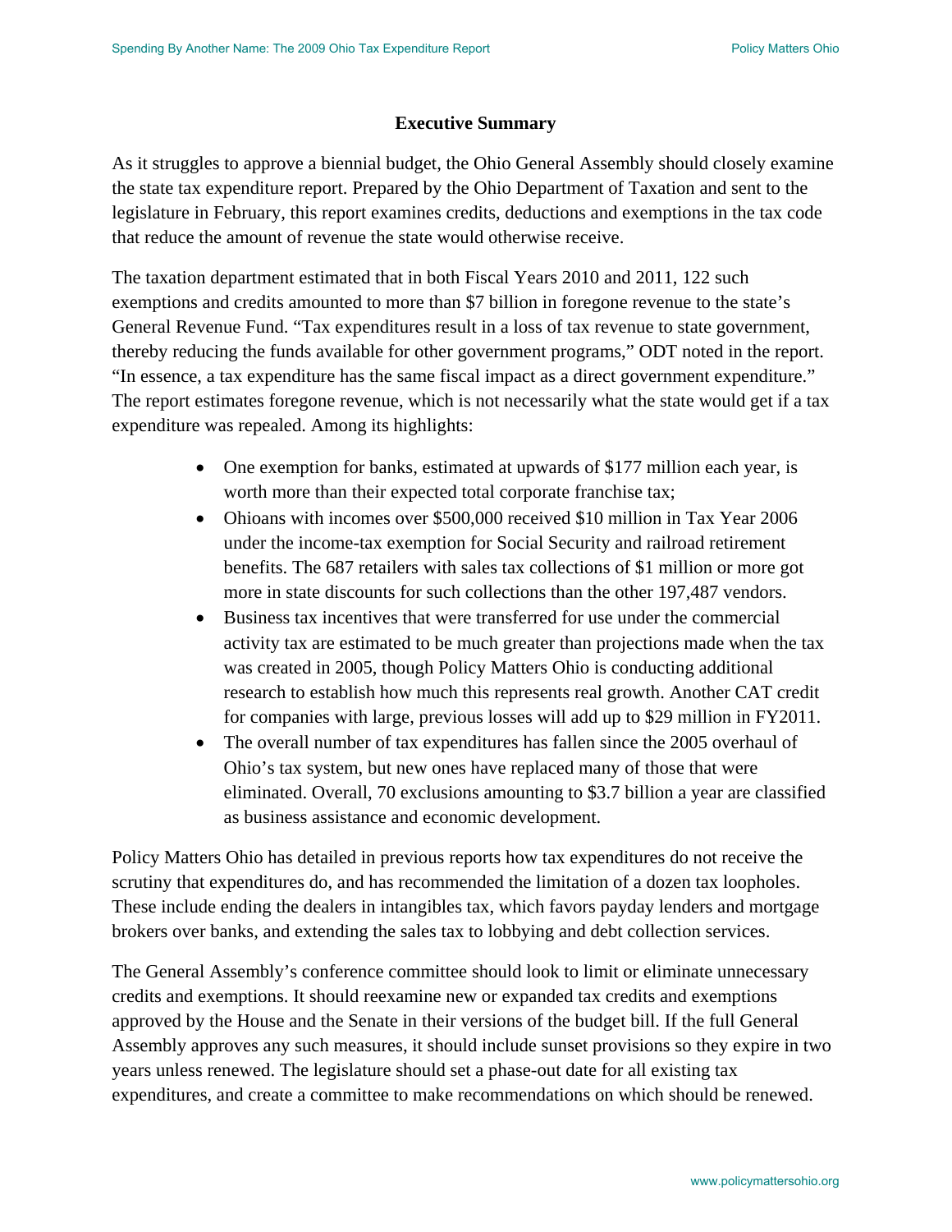## Executive Summary

As it struggles to approve a biennial budget, the Ohio General Assembly should closely examine the state tax expenditure report. Prepared by the Ohio Department of Taxation and sent to the legislature in February, this report examines credits, deductions and exemptions in the tax code that reduce the amount of revenue the state would otherwise receive.

The taxation department estimated that in both Fiscal Years 2010 and 2011, 122 such exemptions and credits amounted to more than $7 billion in foregone revenue to the state's General Revenue Fund. "Tax expenditures result in a loss of tax revenue to state government, thereby reducing the funds available for other government programs," ODT noted in the report. "In essence, a tax expenditure has the same fiscal impact as a direct government expenditure." The report estimates foregone revenue, which is not necessarily what the state would get if a tax expenditure was repealed. Among its highlights:

- One exemption for banks, estimated at upwards of $177 million each year, is worth more than their expected total corporate franchise tax;
- Ohioans with incomes over $500,000 received $10 million in Tax Year 2006 under the income-tax exemption for Social Security and railroad retirement benefits. The 687 retailers with sales tax collections of $1 million or more got more in state discounts for such collections than the other 197,487 vendors.
- Business tax incentives that were transferred for use under the commercial activity tax are estimated to be much greater than projections made when the tax was created in 2005, though Policy Matters Ohio is conducting additional research to establish how much this represents real growth. Another CAT credit for companies with large, previous losses will add up to $29 million in FY2011.
- The overall number of tax expenditures has fallen since the 2005 overhaul of Ohio's tax system, but new ones have replaced many of those that were eliminated. Overall, 70 exclusions amounting to $3.7 billion a year are classified as business assistance and economic development.

Policy Matters Ohio has detailed in previous reports how tax expenditures do not receive the scrutiny that expenditures do, and has recommended the limitation of a dozen tax loopholes. These include ending the dealers in intangibles tax, which favors payday lenders and mortgage brokers over banks, and extending the sales tax to lobbying and debt collection services.

The General Assembly's conference committee should look to limit or eliminate unnecessary credits and exemptions. It should reexamine new or expanded tax credits and exemptions approved by the House and the Senate in their versions of the budget bill. If the full General Assembly approves any such measures, it should include sunset provisions so they expire in two years unless renewed. The legislature should set a phase-out date for all existing tax expenditures, and create a committee to make recommendations on which should be renewed.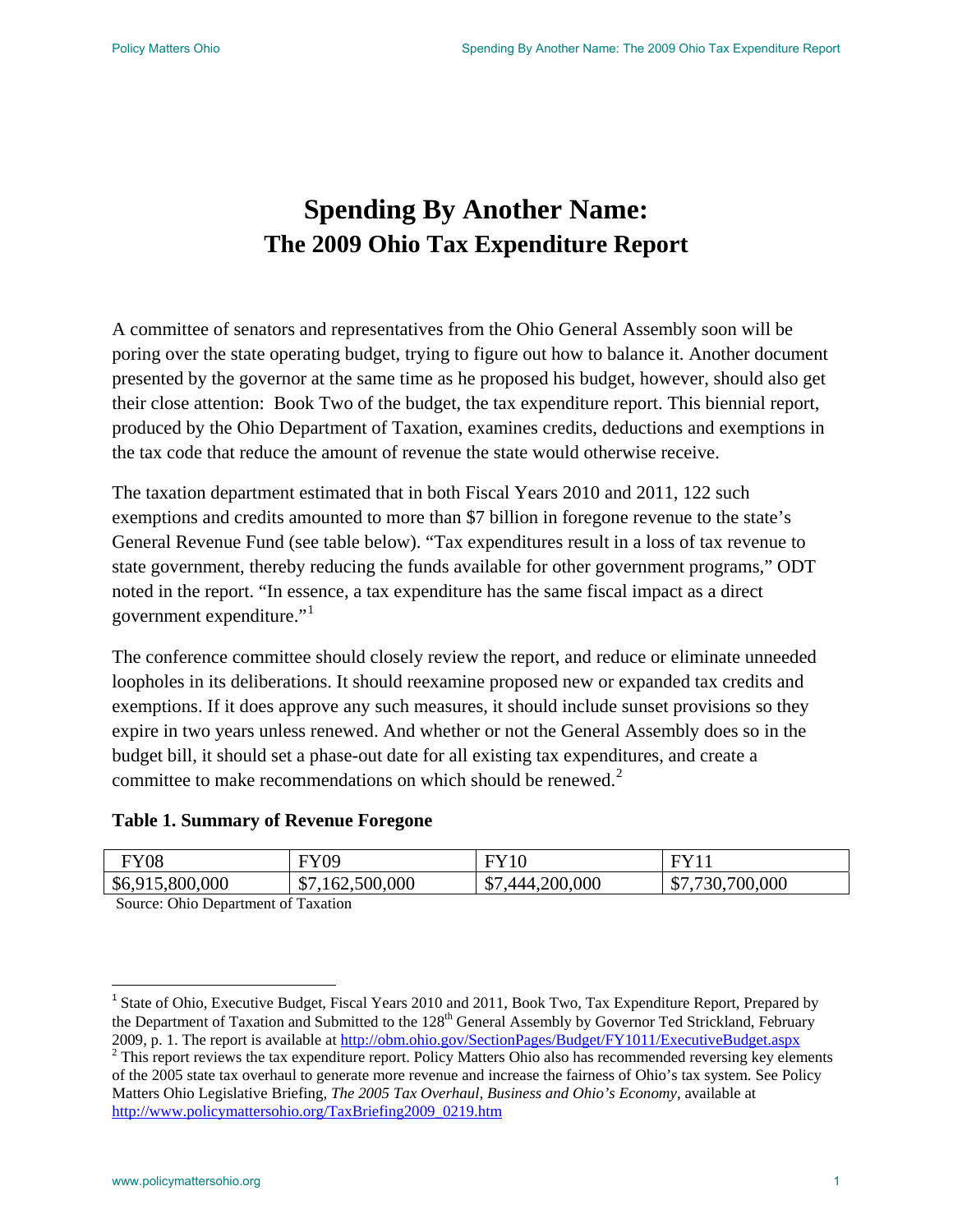# Spending By Another Name:
## The 2009 Ohio Tax Expenditure Report

A committee of senators and representatives from the Ohio General Assembly soon will be poring over the state operating budget, trying to figure out how to balance it. Another document presented by the governor at the same time as he proposed his budget, however, should also get their close attention: Book Two of the budget, the tax expenditure report. This biennial report, produced by the Ohio Department of Taxation, examines credits, deductions and exemptions in the tax code that reduce the amount of revenue the state would otherwise receive.

The taxation department estimated that in both Fiscal Years 2010 and 2011, 122 such exemptions and credits amounted to more than $7 billion in foregone revenue to the state's General Revenue Fund (see table below). "Tax expenditures result in a loss of tax revenue to state government, thereby reducing the funds available for other government programs," ODT noted in the report. "In essence, a tax expenditure has the same fiscal impact as a direct government expenditure."[1]

The conference committee should closely review the report, and reduce or eliminate unneeded loopholes in its deliberations. It should reexamine proposed new or expanded tax credits and exemptions. If it does approve any such measures, it should include sunset provisions so they expire in two years unless renewed. And whether or not the General Assembly does so in the budget bill, it should set a phase-out date for all existing tax expenditures, and create a committee to make recommendations on which should be renewed.[2]

**Table 1. Summary of Revenue Foregone**

| FY08 | FY09 | FY10 | FY11 |
|---|---|---|---|
| $6,915,800,000 | $7,162,500,000 | $7,444,200,000 | $7,730,700,000 |

Source: Ohio Department of Taxation

[1] State of Ohio, Executive Budget, Fiscal Years 2010 and 2011, Book Two, Tax Expenditure Report, Prepared by the Department of Taxation and Submitted to the 128th General Assembly by Governor Ted Strickland, February 2009, p. 1. The report is available at http://obm.ohio.gov/SectionPages/Budget/FY1011/ExecutiveBudget.aspx

[2] This report reviews the tax expenditure report. Policy Matters Ohio also has recommended reversing key elements of the 2005 state tax overhaul to generate more revenue and increase the fairness of Ohio's tax system. See Policy Matters Ohio Legislative Briefing, *The 2005 Tax Overhaul, Business and Ohio's Economy*, available at http://www.policymattersohio.org/TaxBriefing2009_0219.htm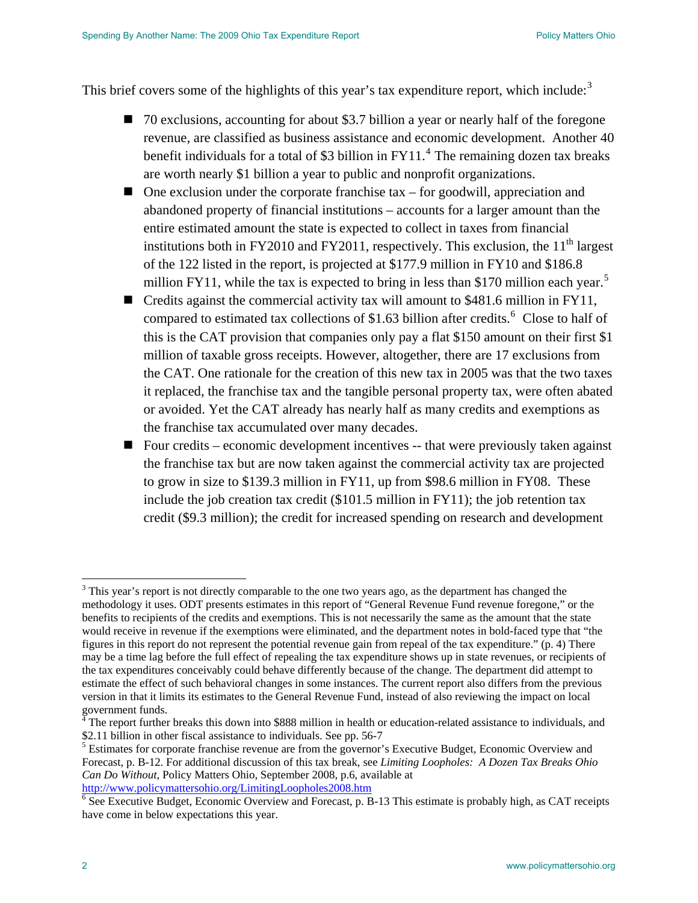This brief covers some of the highlights of this year's tax expenditure report, which include:[3]

- 70 exclusions, accounting for about $3.7 billion a year or nearly half of the foregone revenue, are classified as business assistance and economic development. Another 40 benefit individuals for a total of $3 billion in FY11.[4] The remaining dozen tax breaks are worth nearly $1 billion a year to public and nonprofit organizations.
- One exclusion under the corporate franchise tax – for goodwill, appreciation and abandoned property of financial institutions – accounts for a larger amount than the entire estimated amount the state is expected to collect in taxes from financial institutions both in FY2010 and FY2011, respectively. This exclusion, the 11th largest of the 122 listed in the report, is projected at $177.9 million in FY10 and $186.8 million FY11, while the tax is expected to bring in less than $170 million each year.[5]
- Credits against the commercial activity tax will amount to $481.6 million in FY11, compared to estimated tax collections of $1.63 billion after credits.[6] Close to half of this is the CAT provision that companies only pay a flat $150 amount on their first $1 million of taxable gross receipts. However, altogether, there are 17 exclusions from the CAT. One rationale for the creation of this new tax in 2005 was that the two taxes it replaced, the franchise tax and the tangible personal property tax, were often abated or avoided. Yet the CAT already has nearly half as many credits and exemptions as the franchise tax accumulated over many decades.
- Four credits – economic development incentives -- that were previously taken against the franchise tax but are now taken against the commercial activity tax are projected to grow in size to $139.3 million in FY11, up from $98.6 million in FY08. These include the job creation tax credit ($101.5 million in FY11); the job retention tax credit ($9.3 million); the credit for increased spending on research and development

---

[3] This year's report is not directly comparable to the one two years ago, as the department has changed the methodology it uses. ODT presents estimates in this report of "General Revenue Fund revenue foregone," or the benefits to recipients of the credits and exemptions. This is not necessarily the same as the amount that the state would receive in revenue if the exemptions were eliminated, and the department notes in bold-faced type that "the figures in this report do not represent the potential revenue gain from repeal of the tax expenditure." (p. 4) There may be a time lag before the full effect of repealing the tax expenditure shows up in state revenues, or recipients of the tax expenditures conceivably could behave differently because of the change. The department did attempt to estimate the effect of such behavioral changes in some instances. The current report also differs from the previous version in that it limits its estimates to the General Revenue Fund, instead of also reviewing the impact on local government funds.

[4] The report further breaks this down into $888 million in health or education-related assistance to individuals, and $2.11 billion in other fiscal assistance to individuals. See pp. 56-7

[5] Estimates for corporate franchise revenue are from the governor's Executive Budget, Economic Overview and Forecast, p. B-12. For additional discussion of this tax break, see *Limiting Loopholes: A Dozen Tax Breaks Ohio Can Do Without*, Policy Matters Ohio, September 2008, p.6, available at http://www.policymattersohio.org/LimitingLoopholes2008.htm

[6] See Executive Budget, Economic Overview and Forecast, p. B-13 This estimate is probably high, as CAT receipts have come in below expectations this year.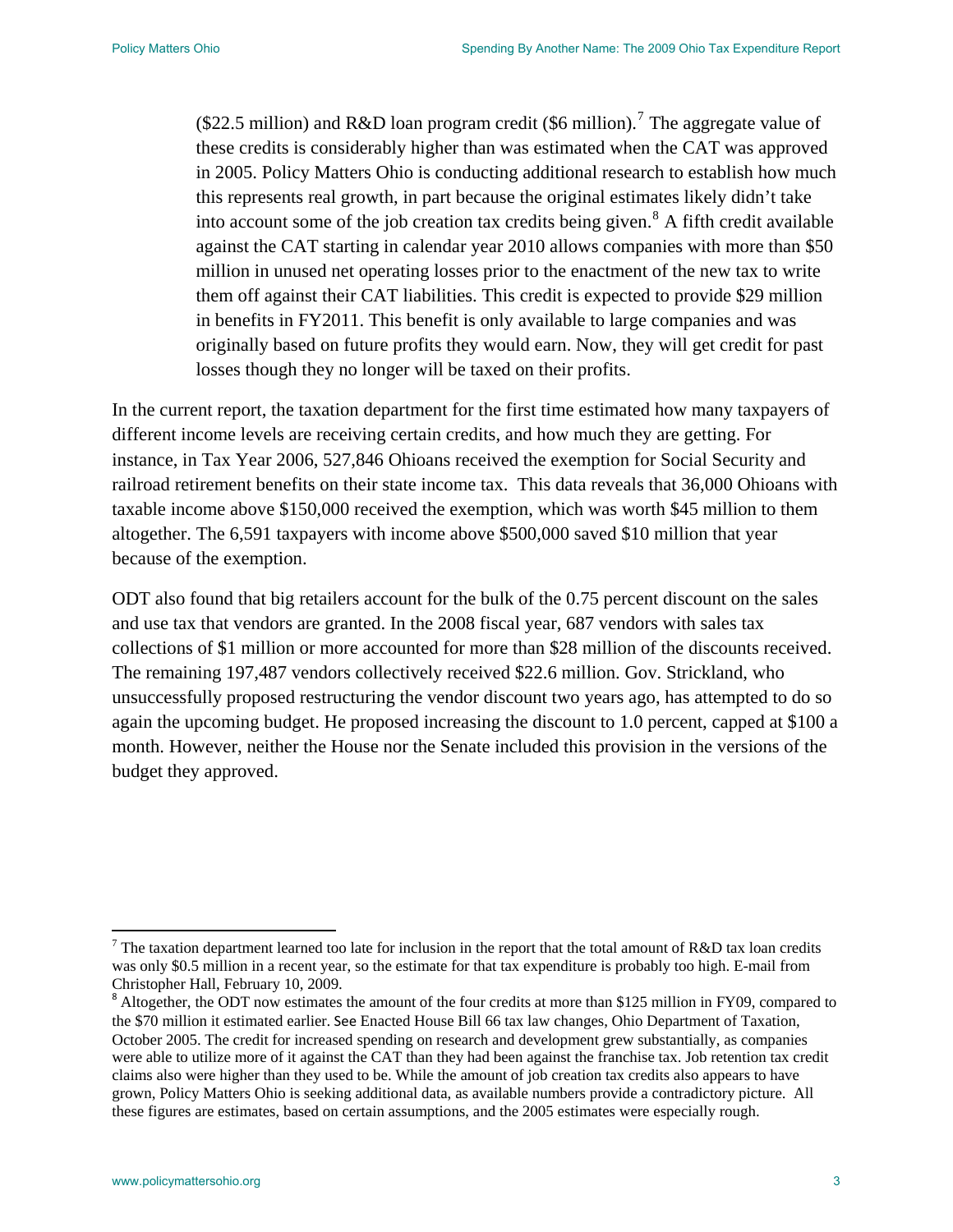($22.5 million) and R&D loan program credit ($6 million).[7] The aggregate value of these credits is considerably higher than was estimated when the CAT was approved in 2005. Policy Matters Ohio is conducting additional research to establish how much this represents real growth, in part because the original estimates likely didn't take into account some of the job creation tax credits being given.[8] A fifth credit available against the CAT starting in calendar year 2010 allows companies with more than $50 million in unused net operating losses prior to the enactment of the new tax to write them off against their CAT liabilities. This credit is expected to provide $29 million in benefits in FY2011. This benefit is only available to large companies and was originally based on future profits they would earn. Now, they will get credit for past losses though they no longer will be taxed on their profits.

In the current report, the taxation department for the first time estimated how many taxpayers of different income levels are receiving certain credits, and how much they are getting. For instance, in Tax Year 2006, 527,846 Ohioans received the exemption for Social Security and railroad retirement benefits on their state income tax. This data reveals that 36,000 Ohioans with taxable income above $150,000 received the exemption, which was worth $45 million to them altogether. The 6,591 taxpayers with income above $500,000 saved $10 million that year because of the exemption.

ODT also found that big retailers account for the bulk of the 0.75 percent discount on the sales and use tax that vendors are granted. In the 2008 fiscal year, 687 vendors with sales tax collections of $1 million or more accounted for more than $28 million of the discounts received. The remaining 197,487 vendors collectively received $22.6 million. Gov. Strickland, who unsuccessfully proposed restructuring the vendor discount two years ago, has attempted to do so again the upcoming budget. He proposed increasing the discount to 1.0 percent, capped at $100 a month. However, neither the House nor the Senate included this provision in the versions of the budget they approved.

---

[7] The taxation department learned too late for inclusion in the report that the total amount of R&D tax loan credits was only $0.5 million in a recent year, so the estimate for that tax expenditure is probably too high. E-mail from Christopher Hall, February 10, 2009.

[8] Altogether, the ODT now estimates the amount of the four credits at more than $125 million in FY09, compared to the $70 million it estimated earlier. See Enacted House Bill 66 tax law changes, Ohio Department of Taxation, October 2005. The credit for increased spending on research and development grew substantially, as companies were able to utilize more of it against the CAT than they had been against the franchise tax. Job retention tax credit claims also were higher than they used to be. While the amount of job creation tax credits also appears to have grown, Policy Matters Ohio is seeking additional data, as available numbers provide a contradictory picture. All these figures are estimates, based on certain assumptions, and the 2005 estimates were especially rough.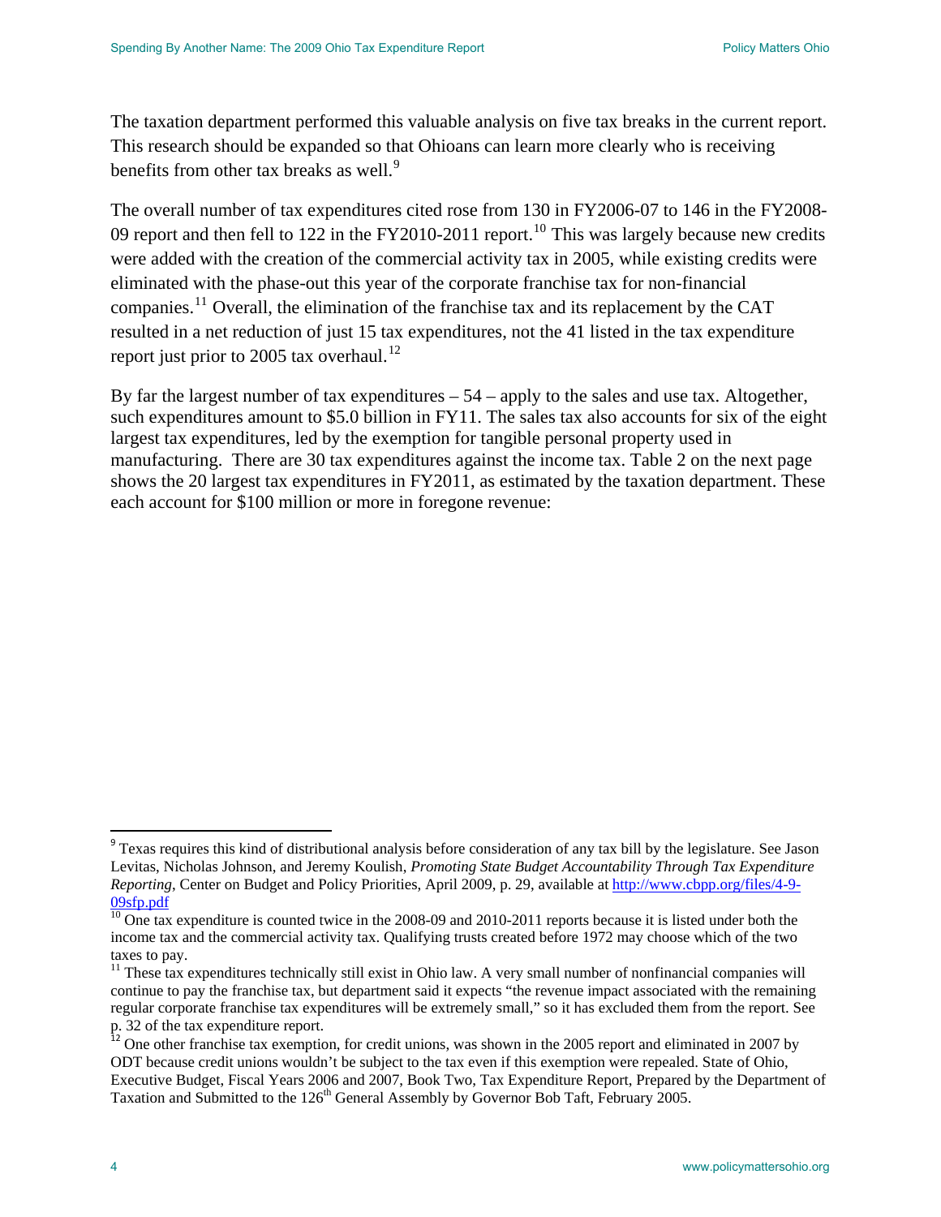The taxation department performed this valuable analysis on five tax breaks in the current report. This research should be expanded so that Ohioans can learn more clearly who is receiving benefits from other tax breaks as well.[9]

The overall number of tax expenditures cited rose from 130 in FY2006-07 to 146 in the FY2008-09 report and then fell to 122 in the FY2010-2011 report.[10] This was largely because new credits were added with the creation of the commercial activity tax in 2005, while existing credits were eliminated with the phase-out this year of the corporate franchise tax for non-financial companies.[11] Overall, the elimination of the franchise tax and its replacement by the CAT resulted in a net reduction of just 15 tax expenditures, not the 41 listed in the tax expenditure report just prior to 2005 tax overhaul.[12]

By far the largest number of tax expenditures – 54 – apply to the sales and use tax. Altogether, such expenditures amount to $5.0 billion in FY11. The sales tax also accounts for six of the eight largest tax expenditures, led by the exemption for tangible personal property used in manufacturing. There are 30 tax expenditures against the income tax. Table 2 on the next page shows the 20 largest tax expenditures in FY2011, as estimated by the taxation department. These each account for $100 million or more in foregone revenue:

---

[9] Texas requires this kind of distributional analysis before consideration of any tax bill by the legislature. See Jason Levitas, Nicholas Johnson, and Jeremy Koulish, *Promoting State Budget Accountability Through Tax Expenditure Reporting*, Center on Budget and Policy Priorities, April 2009, p. 29, available at http://www.cbpp.org/files/4-9-09sfp.pdf

[10] One tax expenditure is counted twice in the 2008-09 and 2010-2011 reports because it is listed under both the income tax and the commercial activity tax. Qualifying trusts created before 1972 may choose which of the two taxes to pay.

[11] These tax expenditures technically still exist in Ohio law. A very small number of nonfinancial companies will continue to pay the franchise tax, but department said it expects "the revenue impact associated with the remaining regular corporate franchise tax expenditures will be extremely small," so it has excluded them from the report. See p. 32 of the tax expenditure report.

[12] One other franchise tax exemption, for credit unions, was shown in the 2005 report and eliminated in 2007 by ODT because credit unions wouldn't be subject to the tax even if this exemption were repealed. State of Ohio, Executive Budget, Fiscal Years 2006 and 2007, Book Two, Tax Expenditure Report, Prepared by the Department of Taxation and Submitted to the 126th General Assembly by Governor Bob Taft, February 2005.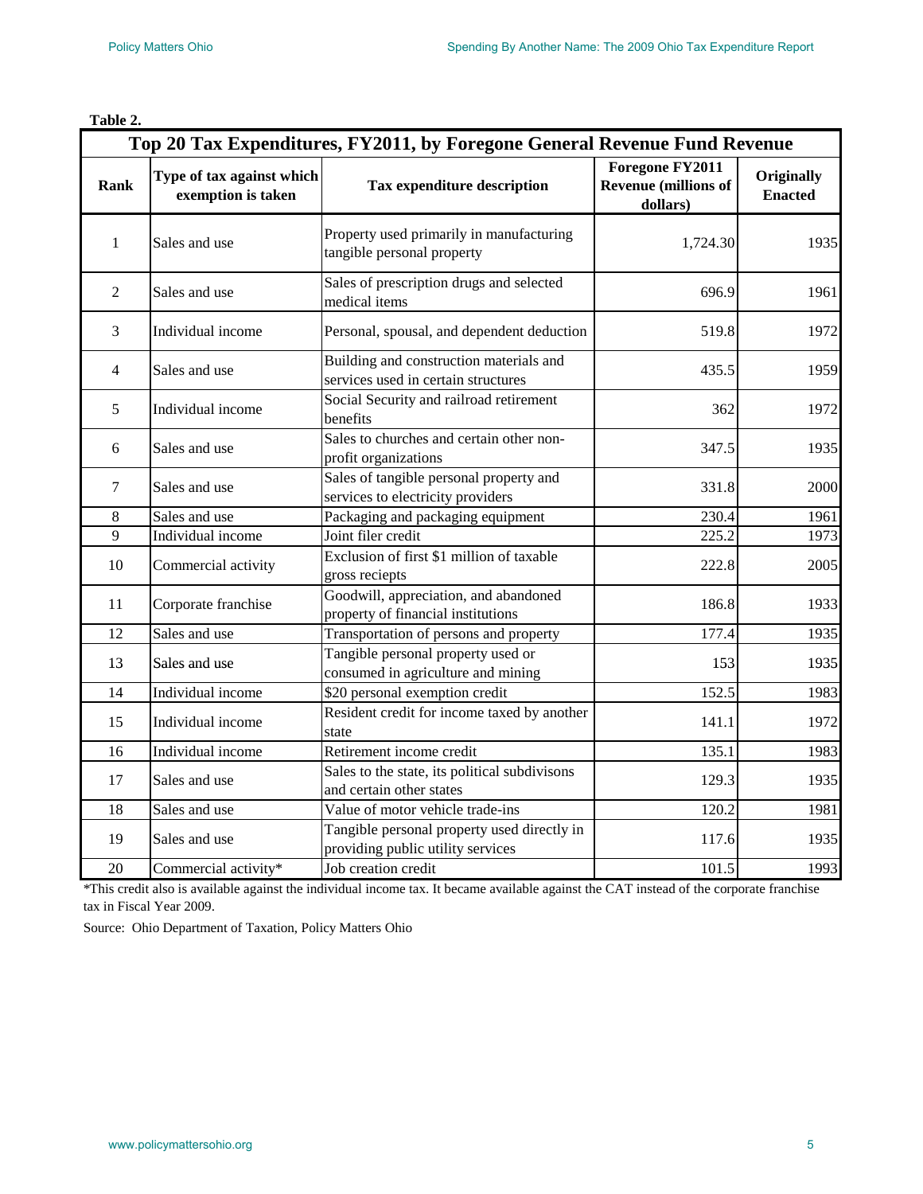**Table 2.**

| Top 20 Tax Expenditures, FY2011, by Foregone General Revenue Fund Revenue | | | | |
|---|---|---|---|---|
| **Rank** | **Type of tax against which exemption is taken** | **Tax expenditure description** | **Foregone FY2011 Revenue (millions of dollars)** | **Originally Enacted** |
| 1 | Sales and use | Property used primarily in manufacturing tangible personal property | 1,724.30 | 1935 |
| 2 | Sales and use | Sales of prescription drugs and selected medical items | 696.9 | 1961 |
| 3 | Individual income | Personal, spousal, and dependent deduction | 519.8 | 1972 |
| 4 | Sales and use | Building and construction materials and services used in certain structures | 435.5 | 1959 |
| 5 | Individual income | Social Security and railroad retirement benefits | 362 | 1972 |
| 6 | Sales and use | Sales to churches and certain other non-profit organizations | 347.5 | 1935 |
| 7 | Sales and use | Sales of tangible personal property and services to electricity providers | 331.8 | 2000 |
| 8 | Sales and use | Packaging and packaging equipment | 230.4 | 1961 |
| 9 | Individual income | Joint filer credit | 225.2 | 1973 |
| 10 | Commercial activity | Exclusion of first $1 million of taxable gross reciepts | 222.8 | 2005 |
| 11 | Corporate franchise | Goodwill, appreciation, and abandoned property of financial institutions | 186.8 | 1933 |
| 12 | Sales and use | Transportation of persons and property | 177.4 | 1935 |
| 13 | Sales and use | Tangible personal property used or consumed in agriculture and mining | 153 | 1935 |
| 14 | Individual income | $20 personal exemption credit | 152.5 | 1983 |
| 15 | Individual income | Resident credit for income taxed by another state | 141.1 | 1972 |
| 16 | Individual income | Retirement income credit | 135.1 | 1983 |
| 17 | Sales and use | Sales to the state, its political subdivisons and certain other states | 129.3 | 1935 |
| 18 | Sales and use | Value of motor vehicle trade-ins | 120.2 | 1981 |
| 19 | Sales and use | Tangible personal property used directly in providing public utility services | 117.6 | 1935 |
| 20 | Commercial activity* | Job creation credit | 101.5 | 1993 |

*This credit also is available against the individual income tax. It became available against the CAT instead of the corporate franchise tax in Fiscal Year 2009.

Source: Ohio Department of Taxation, Policy Matters Ohio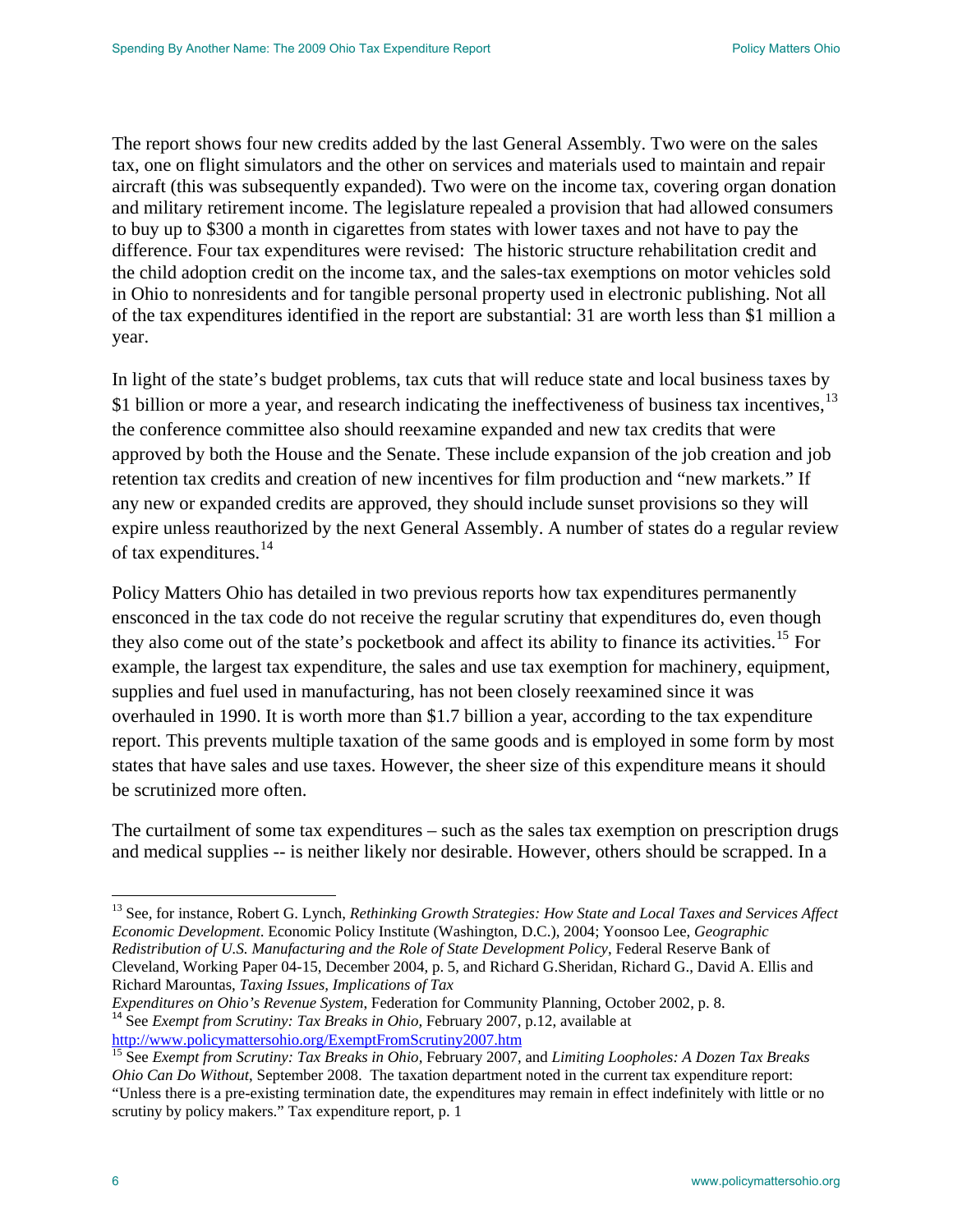The report shows four new credits added by the last General Assembly. Two were on the sales tax, one on flight simulators and the other on services and materials used to maintain and repair aircraft (this was subsequently expanded). Two were on the income tax, covering organ donation and military retirement income. The legislature repealed a provision that had allowed consumers to buy up to $300 a month in cigarettes from states with lower taxes and not have to pay the difference. Four tax expenditures were revised: The historic structure rehabilitation credit and the child adoption credit on the income tax, and the sales-tax exemptions on motor vehicles sold in Ohio to nonresidents and for tangible personal property used in electronic publishing. Not all of the tax expenditures identified in the report are substantial: 31 are worth less than $1 million a year.

In light of the state's budget problems, tax cuts that will reduce state and local business taxes by $1 billion or more a year, and research indicating the ineffectiveness of business tax incentives,[13] the conference committee also should reexamine expanded and new tax credits that were approved by both the House and the Senate. These include expansion of the job creation and job retention tax credits and creation of new incentives for film production and "new markets." If any new or expanded credits are approved, they should include sunset provisions so they will expire unless reauthorized by the next General Assembly. A number of states do a regular review of tax expenditures.[14]

Policy Matters Ohio has detailed in two previous reports how tax expenditures permanently ensconced in the tax code do not receive the regular scrutiny that expenditures do, even though they also come out of the state's pocketbook and affect its ability to finance its activities.[15] For example, the largest tax expenditure, the sales and use tax exemption for machinery, equipment, supplies and fuel used in manufacturing, has not been closely reexamined since it was overhauled in 1990. It is worth more than $1.7 billion a year, according to the tax expenditure report. This prevents multiple taxation of the same goods and is employed in some form by most states that have sales and use taxes. However, the sheer size of this expenditure means it should be scrutinized more often.

The curtailment of some tax expenditures – such as the sales tax exemption on prescription drugs and medical supplies -- is neither likely nor desirable. However, others should be scrapped. In a

---

[13] See, for instance, Robert G. Lynch, *Rethinking Growth Strategies: How State and Local Taxes and Services Affect Economic Development*. Economic Policy Institute (Washington, D.C.), 2004; Yoonsoo Lee, *Geographic Redistribution of U.S. Manufacturing and the Role of State Development Policy*, Federal Reserve Bank of Cleveland, Working Paper 04-15, December 2004, p. 5, and Richard G.Sheridan, Richard G., David A. Ellis and Richard Marountas, *Taxing Issues, Implications of Tax Expenditures on Ohio's Revenue System*, Federation for Community Planning, October 2002, p. 8.

[14] See *Exempt from Scrutiny: Tax Breaks in Ohio*, February 2007, p.12, available at http://www.policymattersohio.org/ExemptFromScrutiny2007.htm

[15] See *Exempt from Scrutiny: Tax Breaks in Ohio*, February 2007, and *Limiting Loopholes: A Dozen Tax Breaks Ohio Can Do Without*, September 2008. The taxation department noted in the current tax expenditure report: "Unless there is a pre-existing termination date, the expenditures may remain in effect indefinitely with little or no scrutiny by policy makers." Tax expenditure report, p. 1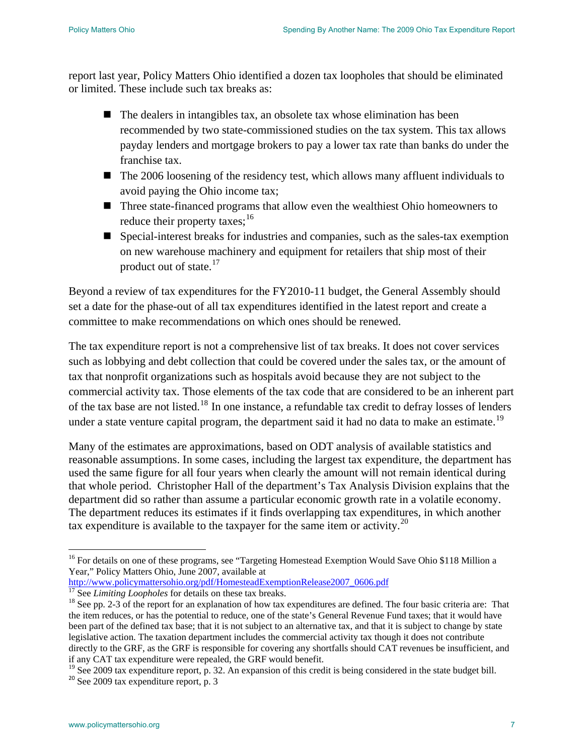report last year, Policy Matters Ohio identified a dozen tax loopholes that should be eliminated or limited. These include such tax breaks as:

- The dealers in intangibles tax, an obsolete tax whose elimination has been recommended by two state-commissioned studies on the tax system. This tax allows payday lenders and mortgage brokers to pay a lower tax rate than banks do under the franchise tax.
- The 2006 loosening of the residency test, which allows many affluent individuals to avoid paying the Ohio income tax;
- Three state-financed programs that allow even the wealthiest Ohio homeowners to reduce their property taxes;[16]
- Special-interest breaks for industries and companies, such as the sales-tax exemption on new warehouse machinery and equipment for retailers that ship most of their product out of state.[17]

Beyond a review of tax expenditures for the FY2010-11 budget, the General Assembly should set a date for the phase-out of all tax expenditures identified in the latest report and create a committee to make recommendations on which ones should be renewed.

The tax expenditure report is not a comprehensive list of tax breaks. It does not cover services such as lobbying and debt collection that could be covered under the sales tax, or the amount of tax that nonprofit organizations such as hospitals avoid because they are not subject to the commercial activity tax. Those elements of the tax code that are considered to be an inherent part of the tax base are not listed.[18] In one instance, a refundable tax credit to defray losses of lenders under a state venture capital program, the department said it had no data to make an estimate.[19]

Many of the estimates are approximations, based on ODT analysis of available statistics and reasonable assumptions. In some cases, including the largest tax expenditure, the department has used the same figure for all four years when clearly the amount will not remain identical during that whole period. Christopher Hall of the department's Tax Analysis Division explains that the department did so rather than assume a particular economic growth rate in a volatile economy. The department reduces its estimates if it finds overlapping tax expenditures, in which another tax expenditure is available to the taxpayer for the same item or activity.[20]

---

[16] For details on one of these programs, see "Targeting Homestead Exemption Would Save Ohio $118 Million a Year," Policy Matters Ohio, June 2007, available at http://www.policymattersohio.org/pdf/HomesteadExemptionRelease2007_0606.pdf

[17] See *Limiting Loopholes* for details on these tax breaks.

[18] See pp. 2-3 of the report for an explanation of how tax expenditures are defined. The four basic criteria are: That the item reduces, or has the potential to reduce, one of the state's General Revenue Fund taxes; that it would have been part of the defined tax base; that it is not subject to an alternative tax, and that it is subject to change by state legislative action. The taxation department includes the commercial activity tax though it does not contribute directly to the GRF, as the GRF is responsible for covering any shortfalls should CAT revenues be insufficient, and if any CAT tax expenditure were repealed, the GRF would benefit.

[19] See 2009 tax expenditure report, p. 32. An expansion of this credit is being considered in the state budget bill.

[20] See 2009 tax expenditure report, p. 3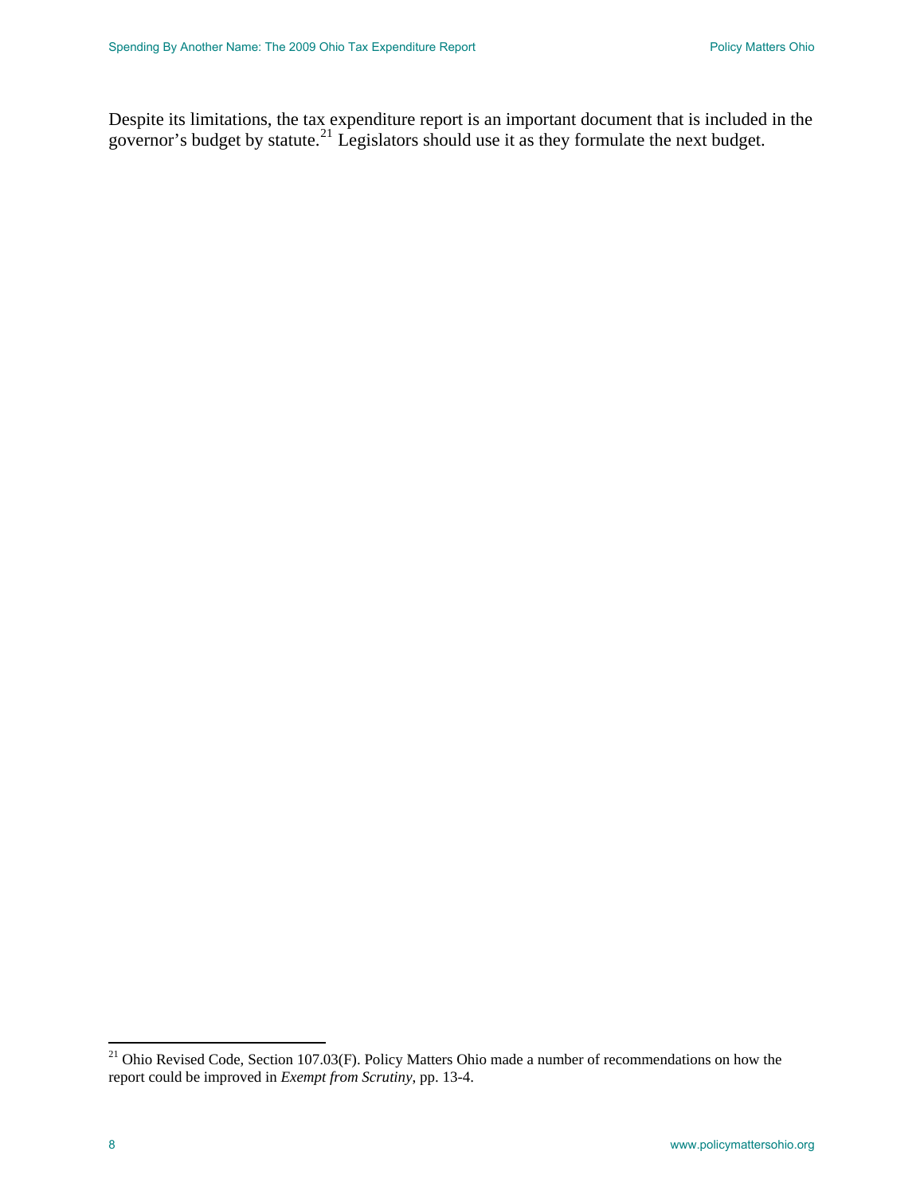Despite its limitations, the tax expenditure report is an important document that is included in the governor's budget by statute.[21] Legislators should use it as they formulate the next budget.

[21] Ohio Revised Code, Section 107.03(F). Policy Matters Ohio made a number of recommendations on how the report could be improved in *Exempt from Scrutiny*, pp. 13-4.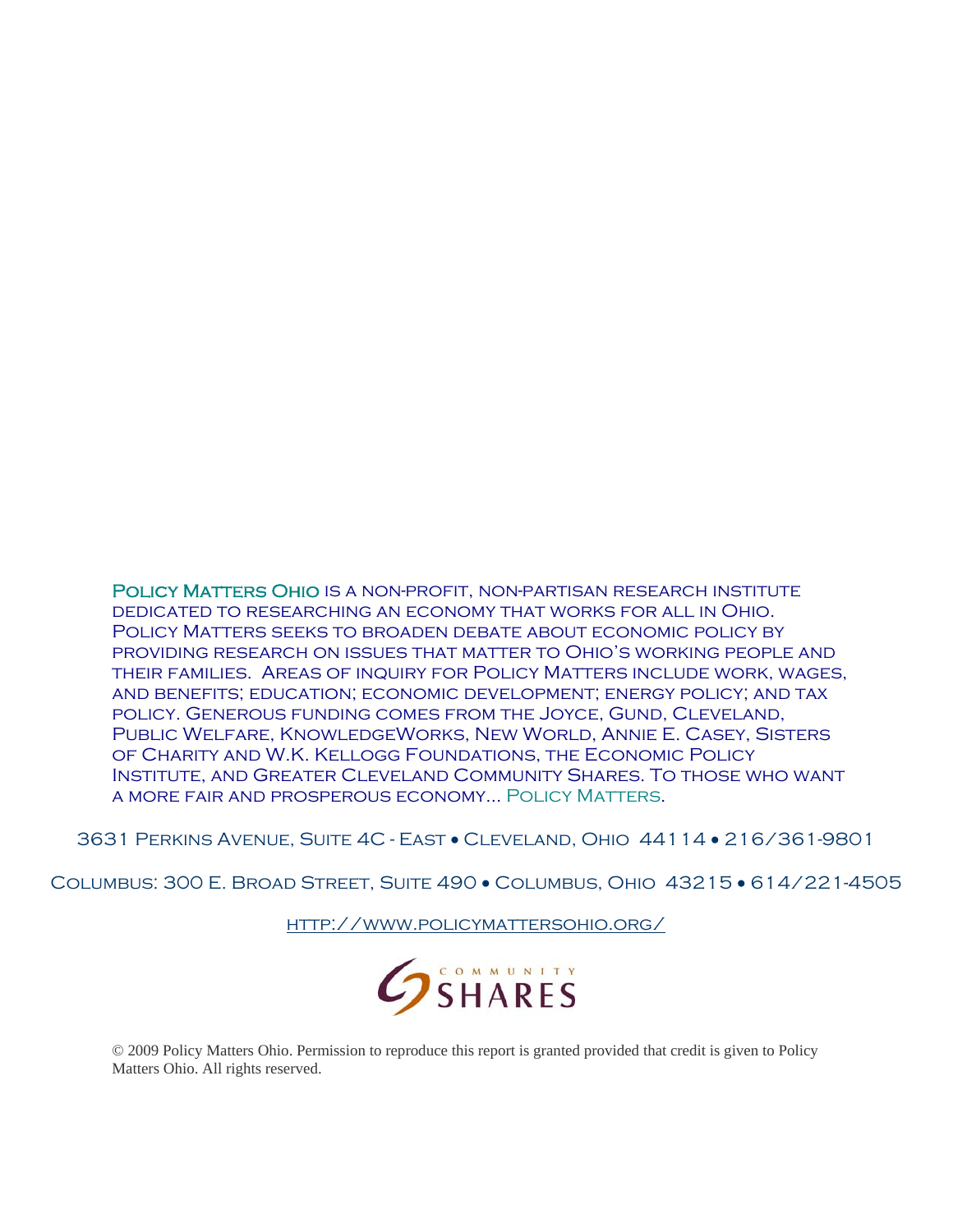**Policy Matters Ohio** is a non-profit, non-partisan research institute dedicated to researching an economy that works for all in Ohio. Policy Matters seeks to broaden debate about economic policy by providing research on issues that matter to Ohio's working people and their families. Areas of inquiry for Policy Matters include work, wages, and benefits; education; economic development; energy policy; and tax policy. Generous funding comes from the Joyce, Gund, Cleveland, Public Welfare, KnowledgeWorks, New World, Annie E. Casey, Sisters of Charity and W.K. Kellogg Foundations, the Economic Policy Institute, and Greater Cleveland Community Shares. To those who want a more fair and prosperous economy... Policy Matters.

3631 Perkins Avenue, Suite 4C - East • Cleveland, Ohio 44114 • 216/361-9801

Columbus: 300 E. Broad Street, Suite 490 • Columbus, Ohio 43215 • 614/221-4505

http://www.policymattersohio.org/

Community Shares

© 2009 Policy Matters Ohio. Permission to reproduce this report is granted provided that credit is given to Policy Matters Ohio. All rights reserved.